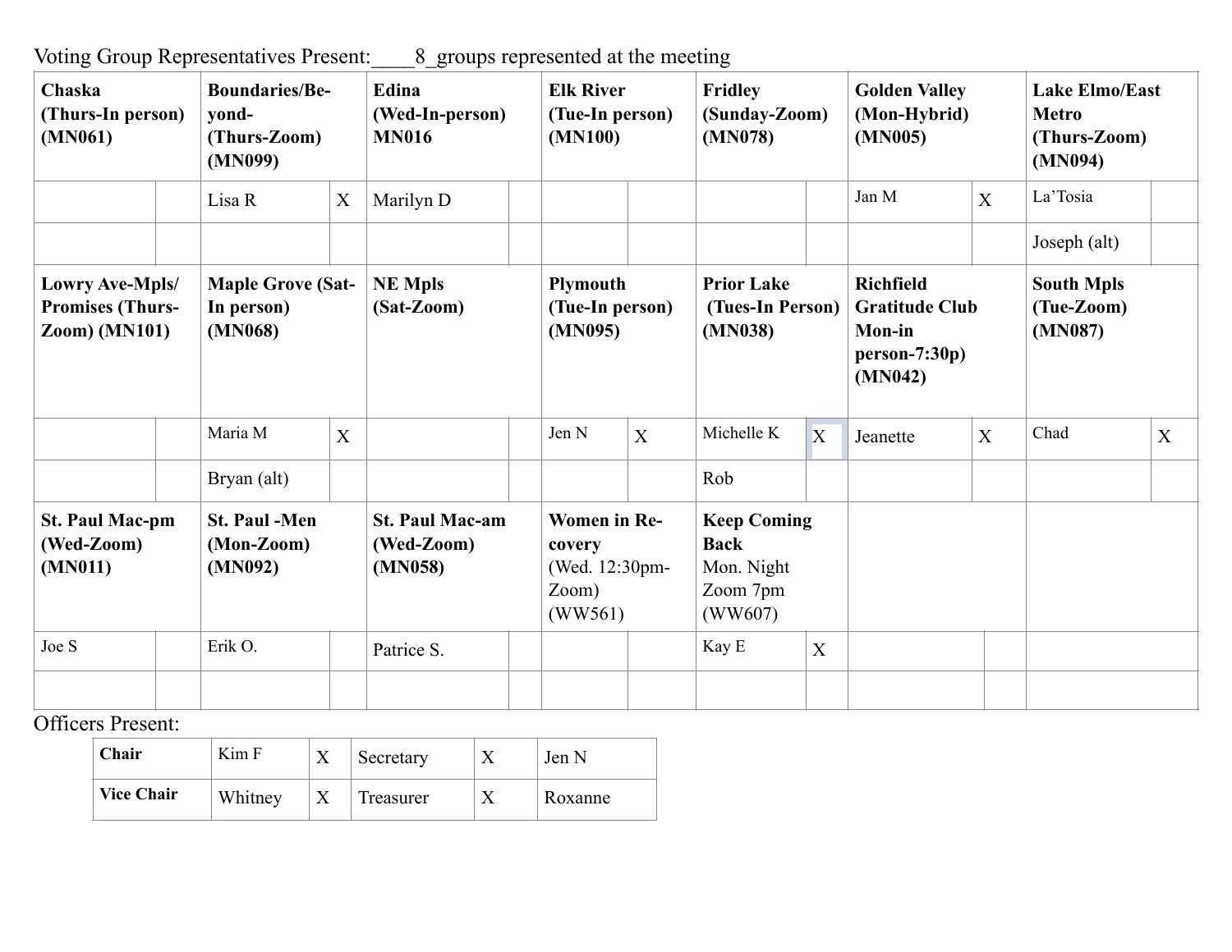Voting Group Representatives Present:____8_groups represented at the meeting

| **Chaska (Thurs-In person) (MN061)** | | **Boundaries/Beyond- (Thurs-Zoom) (MN099)** | | **Edina (Wed-In-person) MN016** | | **Elk River (Tue-In person) (MN100)** | | **Fridley (Sunday-Zoom) (MN078)** | | **Golden Valley (Mon-Hybrid) (MN005)** | | **Lake Elmo/East Metro (Thurs-Zoom) (MN094)** | |
|---|---|---|---|---|---|---|---|---|---|---|---|---|---|
| | | Lisa R | X | Marilyn D | | | | | | Jan M | X | La'Tosia | |
| | | | | | | | | | | | | Joseph (alt) | |
| **Lowry Ave-Mpls/ Promises (Thurs-Zoom) (MN101)** | | **Maple Grove (Sat-In person) (MN068)** | | **NE Mpls (Sat-Zoom)** | | **Plymouth (Tue-In person) (MN095)** | | **Prior Lake (Tues-In Person) (MN038)** | | **Richfield Gratitude Club Mon-in person-7:30p) (MN042)** | | **South Mpls (Tue-Zoom) (MN087)** | |
| | | Maria M | X | | | Jen N | X | Michelle K | X | Jeanette | X | Chad | X |
| | | Bryan (alt) | | | | | | Rob | | | | | |
| **St. Paul Mac-pm (Wed-Zoom) (MN011)** | | **St. Paul -Men (Mon-Zoom) (MN092)** | | **St. Paul Mac-am (Wed-Zoom) (MN058)** | | **Women in Recovery** (Wed. 12:30pm-Zoom) (WW561) | | **Keep Coming Back** Mon. Night Zoom 7pm (WW607) | | | | | |
| Joe S | | Erik O. | | Patrice S. | | | | Kay E | X | | | | |
| | | | | | | | | | | | | | |

Officers Present:

| **Chair** | Kim F | X | Secretary | X | Jen N |
|---|---|---|---|---|---|
| **Vice Chair** | Whitney | X | Treasurer | X | Roxanne |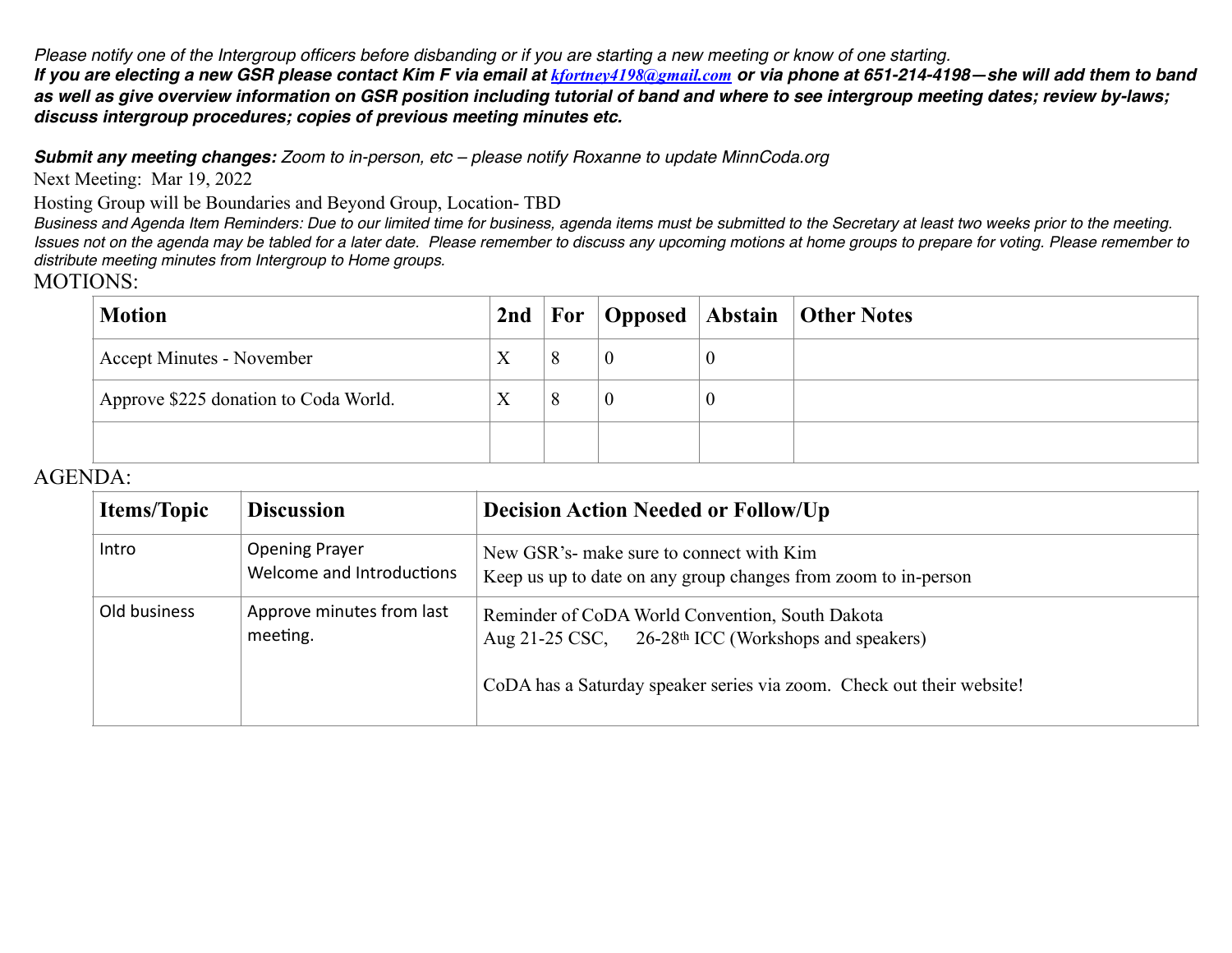*Please notify one of the Intergroup officers before disbanding or if you are starting a new meeting or know of one starting.*
***If you are electing a new GSR please contact Kim F via email at kfortney4198@gmail.com or via phone at 651-214-4198—she will add them to band as well as give overview information on GSR position including tutorial of band and where to see intergroup meeting dates; review by-laws; discuss intergroup procedures; copies of previous meeting minutes etc.***

***Submit any meeting changes:*** *Zoom to in-person, etc – please notify Roxanne to update MinnCoda.org*

Next Meeting: Mar 19, 2022

Hosting Group will be Boundaries and Beyond Group, Location- TBD

*Business and Agenda Item Reminders: Due to our limited time for business, agenda items must be submitted to the Secretary at least two weeks prior to the meeting. Issues not on the agenda may be tabled for a later date. Please remember to discuss any upcoming motions at home groups to prepare for voting. Please remember to distribute meeting minutes from Intergroup to Home groups.*

MOTIONS:

| Motion | 2nd | For | Opposed | Abstain | Other Notes |
|---|---|---|---|---|---|
| Accept Minutes - November | X | 8 | 0 | 0 | |
| Approve $225 donation to Coda World. | X | 8 | 0 | 0 | |
| | | | | | |

AGENDA:

| Items/Topic | Discussion | Decision Action Needed or Follow/Up |
|---|---|---|
| Intro | Opening Prayer<br>Welcome and Introductions | New GSR's- make sure to connect with Kim<br>Keep us up to date on any group changes from zoom to in-person |
| Old business | Approve minutes from last meeting. | Reminder of CoDA World Convention, South Dakota<br>Aug 21-25 CSC, 26-28th ICC (Workshops and speakers)<br><br>CoDA has a Saturday speaker series via zoom. Check out their website! |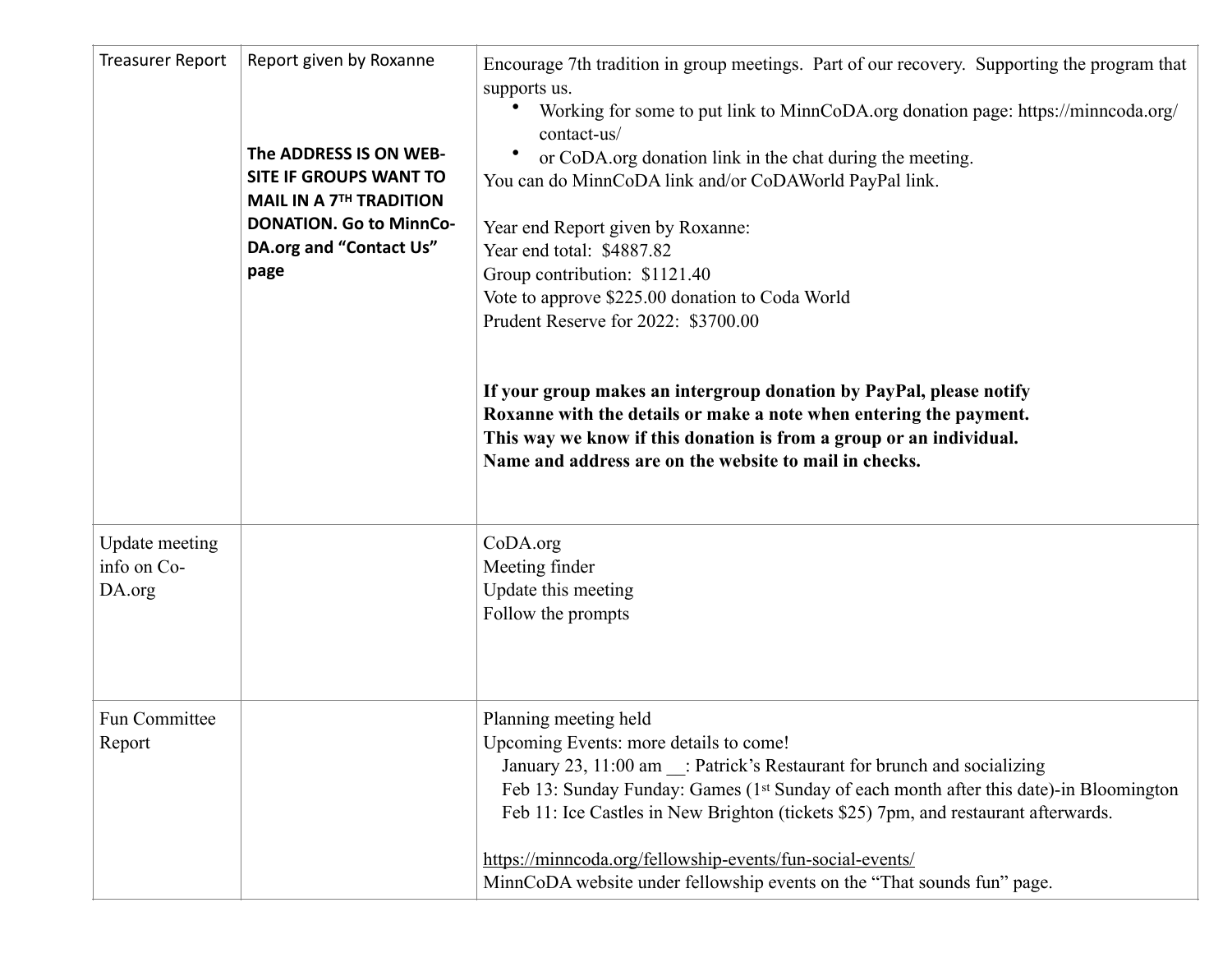| Treasurer Report | Report given by Roxanne<br><br>**The ADDRESS IS ON WEB-SITE IF GROUPS WANT TO MAIL IN A 7TH TRADITION DONATION. Go to MinnCo-DA.org and "Contact Us" page** | Encourage 7th tradition in group meetings. Part of our recovery. Supporting the program that supports us.<br>• Working for some to put link to MinnCoDA.org donation page: https://minncoda.org/contact-us/<br>• or CoDA.org donation link in the chat during the meeting.<br>You can do MinnCoDA link and/or CoDAWorld PayPal link.<br><br>Year end Report given by Roxanne:<br>Year end total: $4887.82<br>Group contribution: $1121.40<br>Vote to approve $225.00 donation to Coda World<br>Prudent Reserve for 2022: $3700.00<br><br>**If your group makes an intergroup donation by PayPal, please notify Roxanne with the details or make a note when entering the payment. This way we know if this donation is from a group or an individual. Name and address are on the website to mail in checks.** |
|---|---|---|
| Update meeting info on Co-DA.org | | CoDA.org<br>Meeting finder<br>Update this meeting<br>Follow the prompts |
| Fun Committee Report | | Planning meeting held<br>Upcoming Events: more details to come!<br>January 23, 11:00 am __: Patrick's Restaurant for brunch and socializing<br>Feb 13: Sunday Funday: Games (1st Sunday of each month after this date)-in Bloomington<br>Feb 11: Ice Castles in New Brighton (tickets $25) 7pm, and restaurant afterwards.<br><br>https://minncoda.org/fellowship-events/fun-social-events/<br>MinnCoDA website under fellowship events on the "That sounds fun" page. |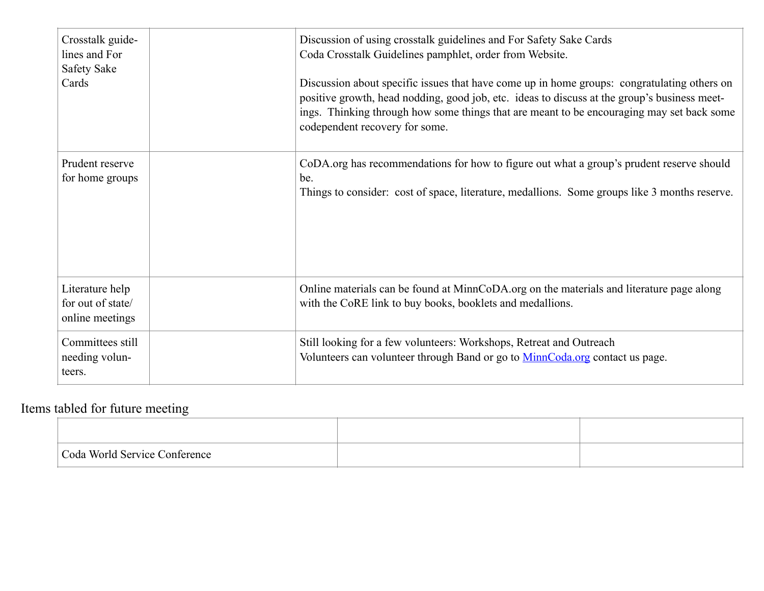| | | |
|---|---|---|
| Crosstalk guidelines and For Safety Sake Cards | | Discussion of using crosstalk guidelines and For Safety Sake Cards<br>Coda Crosstalk Guidelines pamphlet, order from Website.<br><br>Discussion about specific issues that have come up in home groups: congratulating others on positive growth, head nodding, good job, etc. ideas to discuss at the group's business meetings. Thinking through how some things that are meant to be encouraging may set back some codependent recovery for some. |
| Prudent reserve for home groups | | CoDA.org has recommendations for how to figure out what a group's prudent reserve should be.<br>Things to consider: cost of space, literature, medallions. Some groups like 3 months reserve. |
| Literature help for out of state/ online meetings | | Online materials can be found at MinnCoDA.org on the materials and literature page along with the CoRE link to buy books, booklets and medallions. |
| Committees still needing volunteers. | | Still looking for a few volunteers: Workshops, Retreat and Outreach<br>Volunteers can volunteer through Band or go to MinnCoda.org contact us page. |

Items tabled for future meeting

| | | |
|---|---|---|
| Coda World Service Conference | | |